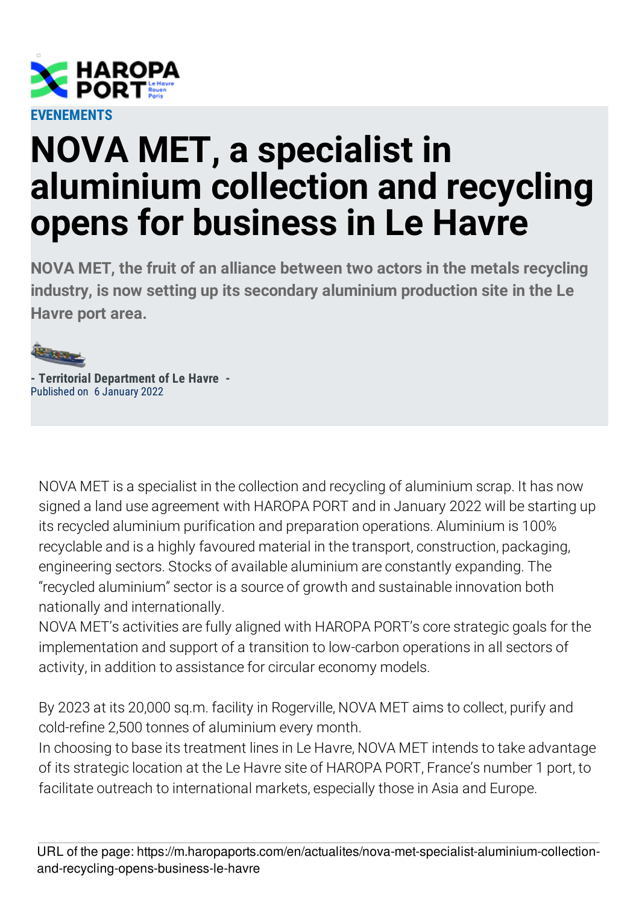EVENEMENTS

# NOVA MET, a specialist in aluminium collection and recycling opens for business in Le Havre

**NOVA MET, the fruit of an alliance between two actors in the metals recycling industry, is now setting up its secondary aluminium production site in the Le Havre port area.**

**- Territorial Department of Le Havre -**
Published on 6 January 2022

NOVA MET is a specialist in the collection and recycling of aluminium scrap. It has now signed a land use agreement with HAROPA PORT and in January 2022 will be starting up its recycled aluminium purification and preparation operations. Aluminium is 100% recyclable and is a highly favoured material in the transport, construction, packaging, engineering sectors. Stocks of available aluminium are constantly expanding. The "recycled aluminium" sector is a source of growth and sustainable innovation both nationally and internationally.
NOVA MET's activities are fully aligned with HAROPA PORT's core strategic goals for the implementation and support of a transition to low-carbon operations in all sectors of activity, in addition to assistance for circular economy models.

By 2023 at its 20,000 sq.m. facility in Rogerville, NOVA MET aims to collect, purify and cold-refine 2,500 tonnes of aluminium every month.
In choosing to base its treatment lines in Le Havre, NOVA MET intends to take advantage of its strategic location at the Le Havre site of HAROPA PORT, France's number 1 port, to facilitate outreach to international markets, especially those in Asia and Europe.

URL of the page: https://m.haropaports.com/en/actualites/nova-met-specialist-aluminium-collection-and-recycling-opens-business-le-havre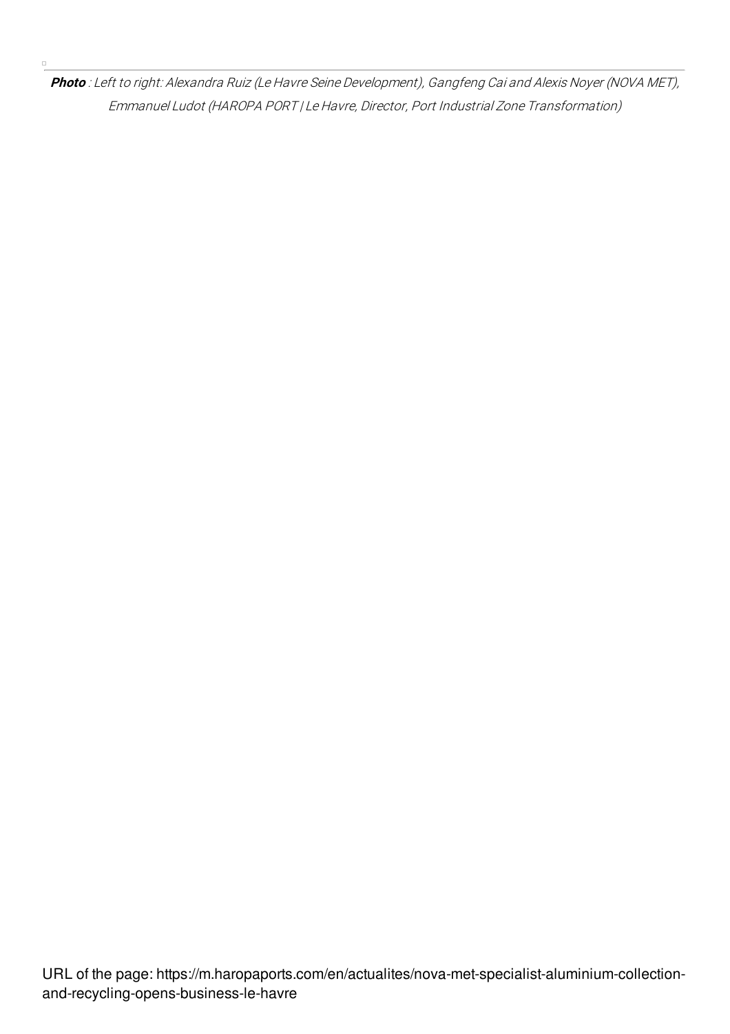***Photo** : Left to right: Alexandra Ruiz (Le Havre Seine Development), Gangfeng Cai and Alexis Noyer (NOVA MET), Emmanuel Ludot (HAROPA PORT | Le Havre, Director, Port Industrial Zone Transformation)*

URL of the page: https://m.haropaports.com/en/actualites/nova-met-specialist-aluminium-collection-and-recycling-opens-business-le-havre